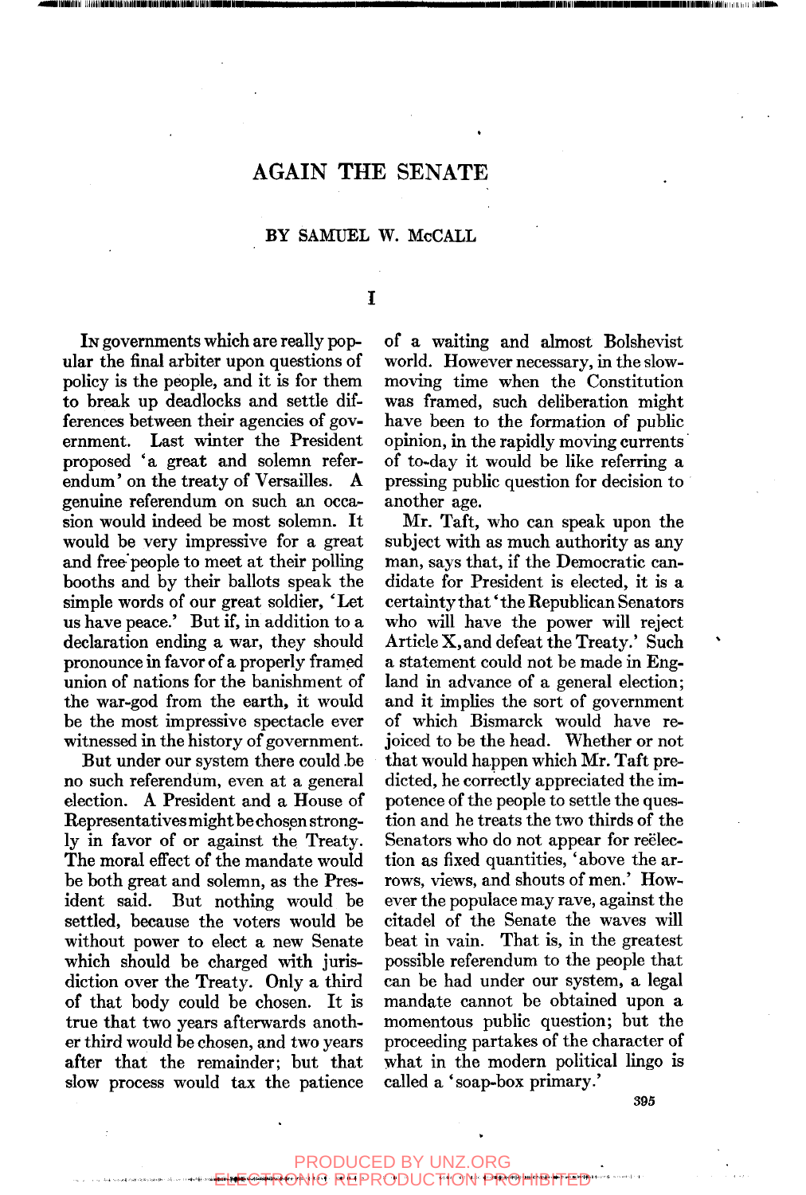# AGAIN THE SENATE

### BY SAMUEL W. McCALL

## I

In governments which are really popular the final arbiter upon questions of policy is the people, and it is for them to break up deadlocks and settle differences between their agencies of government. Last winter the President proposed 'a great and solemn referendum' on the treaty of Versailles. A genuine referendum on such an occasion would indeed be most solemn. It would be very impressive for a great and free people to meet at their polling booths and by their ballots speak the simple words of our great soldier, 'Let us have peace.' But if, in addition to a declaration ending a war, they should pronounce in favor of a properly framed union of nations for the banishment of the war-god from the earth, it would be the most impressive spectacle ever witnessed in the history of government.

But under our system there could be no such referendum, even at a general election. A President and a House of Representatives might be chosen strongly in favor of or against the Treaty. The moral effect of the mandate would be both great and solemn, as the President said. But nothing would be settled, because the voters would be without power to elect a new Senate which should be charged with jurisdiction over the Treaty. Only a third of that body could be chosen. It is true that two years afterwards another third would be chosen, and two years after that the remainder; but that slow process would tax the patience of a waiting and almost Bolshevist world. However necessary, in the slow-moving time when the Constitution was framed, such deliberation might have been to the formation of public opinion, in the rapidly moving currents of to-day it would be like referring a pressing public question for decision to another age.

Mr. Taft, who can speak upon the subject with as much authority as any man, says that, if the Democratic candidate for President is elected, it is a certainty that 'the Republican Senators who will have the power will reject Article X, and defeat the Treaty.' Such a statement could not be made in England in advance of a general election; and it implies the sort of government of which Bismarck would have rejoiced to be the head. Whether or not that would happen which Mr. Taft predicted, he correctly appreciated the impotence of the people to settle the question and he treats the two thirds of the Senators who do not appear for reëlection as fixed quantities, 'above the arrows, views, and shouts of men.' However the populace may rave, against the citadel of the Senate the waves will beat in vain. That is, in the greatest possible referendum to the people that can be had under our system, a legal mandate cannot be obtained upon a momentous public question; but the proceeding partakes of the character of what in the modern political lingo is called a 'soap-box primary.'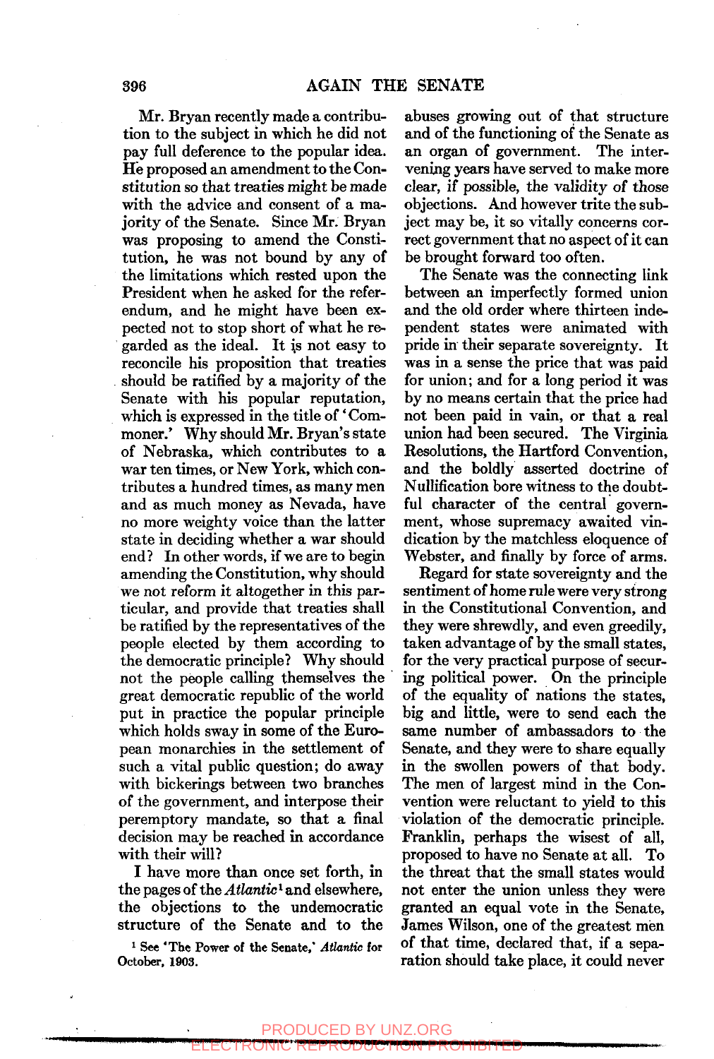Mr. Bryan recently made a contribution to the subject in which he did not pay full deference to the popular idea. He proposed an amendment to the Constitution so that treaties might be made with the advice and consent of a majority of the Senate. Since Mr. Bryan was proposing to amend the Constitution, he was not bound by any of the limitations which rested upon the President when he asked for the referendum, and he might have been expected not to stop short of what he regarded as the ideal. It is not easy to reconcile his proposition that treaties should be ratified by a majority of the Senate with his popular reputation, which is expressed in the title of 'Commoner.' Why should Mr. Bryan's state of Nebraska, which contributes to a war ten times, or New York, which contributes a hundred times, as many men and as much money as Nevada, have no more weighty voice than the latter state in deciding whether a war should end? In other words, if we are to begin amending the Constitution, why should we not reform it altogether in this particular, and provide that treaties shall be ratified by the representatives of the people elected by them according to the democratic principle? Why should not the people calling themselves the great democratic republic of the world put in practice the popular principle which holds sway in some of the European monarchies in the settlement of such a vital public question; do away with bickerings between two branches of the government, and interpose their peremptory mandate, so that a final decision may be reached in accordance with their will?

I have more than once set forth, in the pages of the *Atlantic*[1] and elsewhere, the objections to the undemocratic structure of the Senate and to the abuses growing out of that structure and of the functioning of the Senate as an organ of government. The intervening years have served to make more clear, if possible, the validity of those objections. And however trite the subject may be, it so vitally concerns correct government that no aspect of it can be brought forward too often.

The Senate was the connecting link between an imperfectly formed union and the old order where thirteen independent states were animated with pride in their separate sovereignty. It was in a sense the price that was paid for union; and for a long period it was by no means certain that the price had not been paid in vain, or that a real union had been secured. The Virginia Resolutions, the Hartford Convention, and the boldly asserted doctrine of Nullification bore witness to the doubtful character of the central government, whose supremacy awaited vindication by the matchless eloquence of Webster, and finally by force of arms.

Regard for state sovereignty and the sentiment of home rule were very strong in the Constitutional Convention, and they were shrewdly, and even greedily, taken advantage of by the small states, for the very practical purpose of securing political power. On the principle of the equality of nations the states, big and little, were to send each the same number of ambassadors to the Senate, and they were to share equally in the swollen powers of that body. The men of largest mind in the Convention were reluctant to yield to this violation of the democratic principle. Franklin, perhaps the wisest of all, proposed to have no Senate at all. To the threat that the small states would not enter the union unless they were granted an equal vote in the Senate, James Wilson, one of the greatest men of that time, declared that, if a separation should take place, it could never

[1] See 'The Power of the Senate,' *Atlantic* for October, 1903.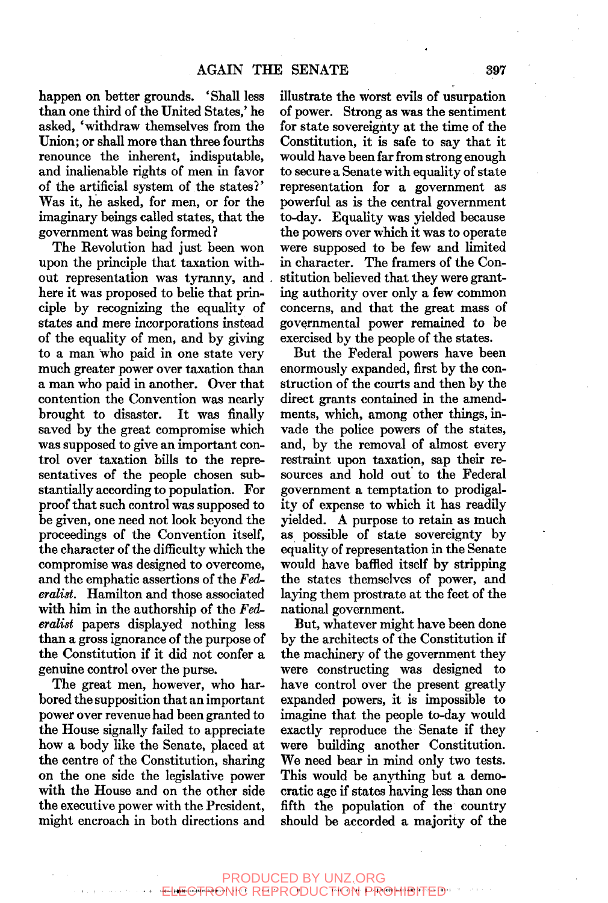happen on better grounds. 'Shall less than one third of the United States,' he asked, 'withdraw themselves from the Union; or shall more than three fourths renounce the inherent, indisputable, and inalienable rights of men in favor of the artificial system of the states?' Was it, he asked, for men, or for the imaginary beings called states, that the government was being formed?

The Revolution had just been won upon the principle that taxation without representation was tyranny, and here it was proposed to belie that principle by recognizing the equality of states and mere incorporations instead of the equality of men, and by giving to a man who paid in one state very much greater power over taxation than a man who paid in another. Over that contention the Convention was nearly brought to disaster. It was finally saved by the great compromise which was supposed to give an important control over taxation bills to the representatives of the people chosen substantially according to population. For proof that such control was supposed to be given, one need not look beyond the proceedings of the Convention itself, the character of the difficulty which the compromise was designed to overcome, and the emphatic assertions of the *Federalist*. Hamilton and those associated with him in the authorship of the *Federalist* papers displayed nothing less than a gross ignorance of the purpose of the Constitution if it did not confer a genuine control over the purse.

The great men, however, who harbored the supposition that an important power over revenue had been granted to the House signally failed to appreciate how a body like the Senate, placed at the centre of the Constitution, sharing on the one side the legislative power with the House and on the other side the executive power with the President, might encroach in both directions and illustrate the worst evils of usurpation of power. Strong as was the sentiment for state sovereignty at the time of the Constitution, it is safe to say that it would have been far from strong enough to secure a Senate with equality of state representation for a government as powerful as is the central government to-day. Equality was yielded because the powers over which it was to operate were supposed to be few and limited in character. The framers of the Constitution believed that they were granting authority over only a few common concerns, and that the great mass of governmental power remained to be exercised by the people of the states.

But the Federal powers have been enormously expanded, first by the construction of the courts and then by the direct grants contained in the amendments, which, among other things, invade the police powers of the states, and, by the removal of almost every restraint upon taxation, sap their resources and hold out to the Federal government a temptation to prodigality of expense to which it has readily yielded. A purpose to retain as much as possible of state sovereignty by equality of representation in the Senate would have baffled itself by stripping the states themselves of power, and laying them prostrate at the feet of the national government.

But, whatever might have been done by the architects of the Constitution if the machinery of the government they were constructing was designed to have control over the present greatly expanded powers, it is impossible to imagine that the people to-day would exactly reproduce the Senate if they were building another Constitution. We need bear in mind only two tests. This would be anything but a democratic age if states having less than one fifth the population of the country should be accorded a majority of the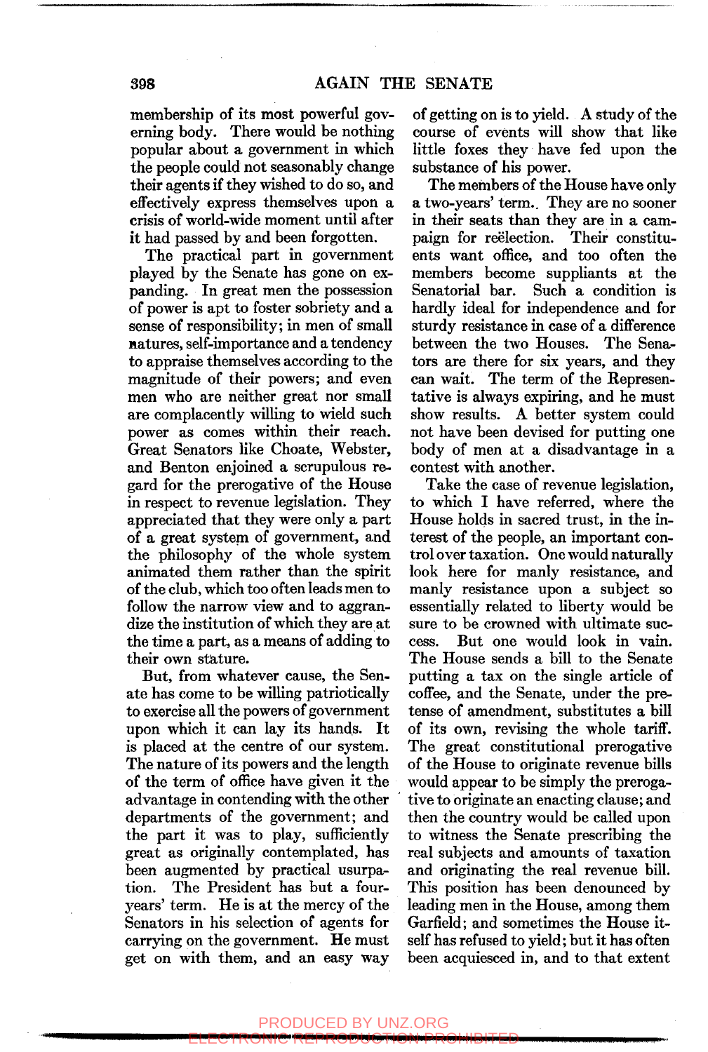membership of its most powerful governing body. There would be nothing popular about a government in which the people could not seasonably change their agents if they wished to do so, and effectively express themselves upon a crisis of world-wide moment until after it had passed by and been forgotten.

The practical part in government played by the Senate has gone on expanding. In great men the possession of power is apt to foster sobriety and a sense of responsibility; in men of small natures, self-importance and a tendency to appraise themselves according to the magnitude of their powers; and even men who are neither great nor small are complacently willing to wield such power as comes within their reach. Great Senators like Choate, Webster, and Benton enjoined a scrupulous regard for the prerogative of the House in respect to revenue legislation. They appreciated that they were only a part of a great system of government, and the philosophy of the whole system animated them rather than the spirit of the club, which too often leads men to follow the narrow view and to aggrandize the institution of which they are at the time a part, as a means of adding to their own stature.

But, from whatever cause, the Senate has come to be willing patriotically to exercise all the powers of government upon which it can lay its hands. It is placed at the centre of our system. The nature of its powers and the length of the term of office have given it the advantage in contending with the other departments of the government; and the part it was to play, sufficiently great as originally contemplated, has been augmented by practical usurpation. The President has but a four-years' term. He is at the mercy of the Senators in his selection of agents for carrying on the government. He must get on with them, and an easy way of getting on is to yield. A study of the course of events will show that like little foxes they have fed upon the substance of his power.

The members of the House have only a two-years' term. They are no sooner in their seats than they are in a campaign for reëlection. Their constituents want office, and too often the members become suppliants at the Senatorial bar. Such a condition is hardly ideal for independence and for sturdy resistance in case of a difference between the two Houses. The Senators are there for six years, and they can wait. The term of the Representative is always expiring, and he must show results. A better system could not have been devised for putting one body of men at a disadvantage in a contest with another.

Take the case of revenue legislation, to which I have referred, where the House holds in sacred trust, in the interest of the people, an important control over taxation. One would naturally look here for manly resistance, and manly resistance upon a subject so essentially related to liberty would be sure to be crowned with ultimate success. But one would look in vain. The House sends a bill to the Senate putting a tax on the single article of coffee, and the Senate, under the pretense of amendment, substitutes a bill of its own, revising the whole tariff. The great constitutional prerogative of the House to originate revenue bills would appear to be simply the prerogative to originate an enacting clause; and then the country would be called upon to witness the Senate prescribing the real subjects and amounts of taxation and originating the real revenue bill. This position has been denounced by leading men in the House, among them Garfield; and sometimes the House itself has refused to yield; but it has often been acquiesced in, and to that extent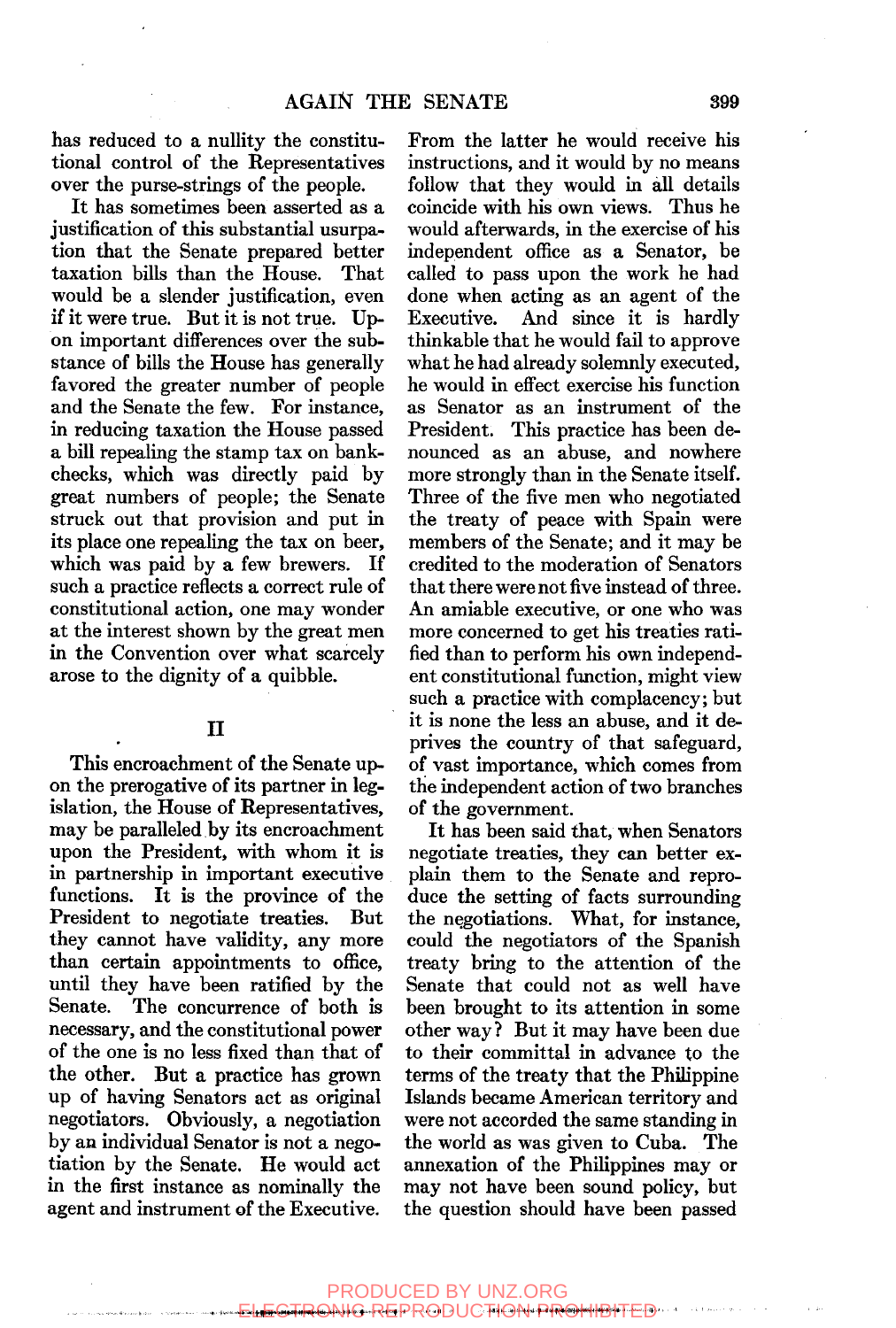has reduced to a nullity the constitutional control of the Representatives over the purse-strings of the people.

It has sometimes been asserted as a justification of this substantial usurpation that the Senate prepared better taxation bills than the House. That would be a slender justification, even if it were true. But it is not true. Upon important differences over the substance of bills the House has generally favored the greater number of people and the Senate the few. For instance, in reducing taxation the House passed a bill repealing the stamp tax on bank-checks, which was directly paid by great numbers of people; the Senate struck out that provision and put in its place one repealing the tax on beer, which was paid by a few brewers. If such a practice reflects a correct rule of constitutional action, one may wonder at the interest shown by the great men in the Convention over what scarcely arose to the dignity of a quibble.

## II

This encroachment of the Senate upon the prerogative of its partner in legislation, the House of Representatives, may be paralleled by its encroachment upon the President, with whom it is in partnership in important executive functions. It is the province of the President to negotiate treaties. But they cannot have validity, any more than certain appointments to office, until they have been ratified by the Senate. The concurrence of both is necessary, and the constitutional power of the one is no less fixed than that of the other. But a practice has grown up of having Senators act as original negotiators. Obviously, a negotiation by an individual Senator is not a negotiation by the Senate. He would act in the first instance as nominally the agent and instrument of the Executive. From the latter he would receive his instructions, and it would by no means follow that they would in all details coincide with his own views. Thus he would afterwards, in the exercise of his independent office as a Senator, be called to pass upon the work he had done when acting as an agent of the Executive. And since it is hardly thinkable that he would fail to approve what he had already solemnly executed, he would in effect exercise his function as Senator as an instrument of the President. This practice has been denounced as an abuse, and nowhere more strongly than in the Senate itself. Three of the five men who negotiated the treaty of peace with Spain were members of the Senate; and it may be credited to the moderation of Senators that there were not five instead of three. An amiable executive, or one who was more concerned to get his treaties ratified than to perform his own independent constitutional function, might view such a practice with complacency; but it is none the less an abuse, and it deprives the country of that safeguard, of vast importance, which comes from the independent action of two branches of the government.

It has been said that, when Senators negotiate treaties, they can better explain them to the Senate and reproduce the setting of facts surrounding the negotiations. What, for instance, could the negotiators of the Spanish treaty bring to the attention of the Senate that could not as well have been brought to its attention in some other way? But it may have been due to their committal in advance to the terms of the treaty that the Philippine Islands became American territory and were not accorded the same standing in the world as was given to Cuba. The annexation of the Philippines may or may not have been sound policy, but the question should have been passed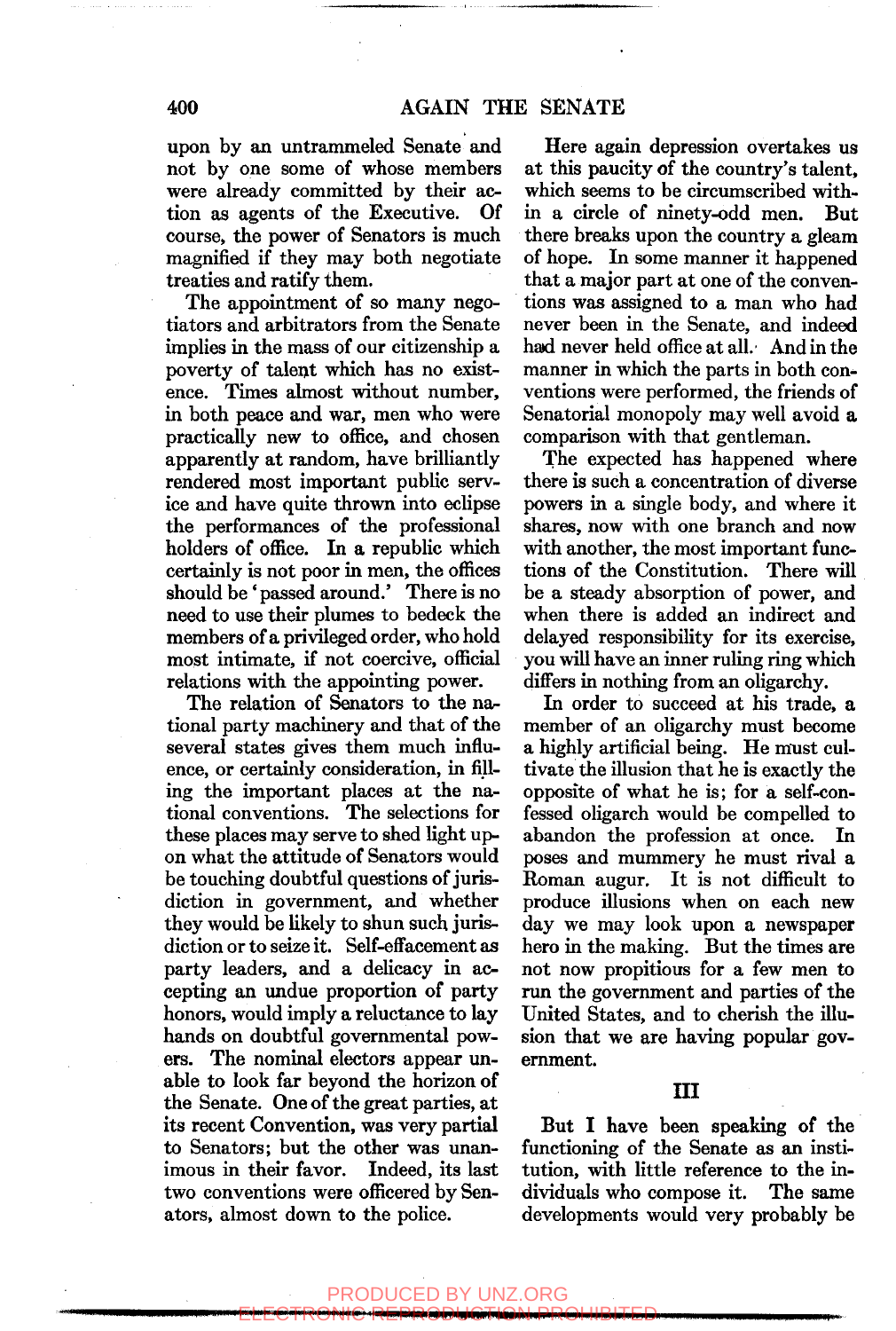upon by an untrammeled Senate and not by one some of whose members were already committed by their action as agents of the Executive. Of course, the power of Senators is much magnified if they may both negotiate treaties and ratify them.

The appointment of so many negotiators and arbitrators from the Senate implies in the mass of our citizenship a poverty of talent which has no existence. Times almost without number, in both peace and war, men who were practically new to office, and chosen apparently at random, have brilliantly rendered most important public service and have quite thrown into eclipse the performances of the professional holders of office. In a republic which certainly is not poor in men, the offices should be 'passed around.' There is no need to use their plumes to bedeck the members of a privileged order, who hold most intimate, if not coercive, official relations with the appointing power.

The relation of Senators to the national party machinery and that of the several states gives them much influence, or certainly consideration, in filling the important places at the national conventions. The selections for these places may serve to shed light upon what the attitude of Senators would be touching doubtful questions of jurisdiction in government, and whether they would be likely to shun such jurisdiction or to seize it. Self-effacement as party leaders, and a delicacy in accepting an undue proportion of party honors, would imply a reluctance to lay hands on doubtful governmental powers. The nominal electors appear unable to look far beyond the horizon of the Senate. One of the great parties, at its recent Convention, was very partial to Senators; but the other was unanimous in their favor. Indeed, its last two conventions were officered by Senators, almost down to the police.

Here again depression overtakes us at this paucity of the country's talent, which seems to be circumscribed within a circle of ninety-odd men. But there breaks upon the country a gleam of hope. In some manner it happened that a major part at one of the conventions was assigned to a man who had never been in the Senate, and indeed had never held office at all. And in the manner in which the parts in both conventions were performed, the friends of Senatorial monopoly may well avoid a comparison with that gentleman.

The expected has happened where there is such a concentration of diverse powers in a single body, and where it shares, now with one branch and now with another, the most important functions of the Constitution. There will be a steady absorption of power, and when there is added an indirect and delayed responsibility for its exercise, you will have an inner ruling ring which differs in nothing from an oligarchy.

In order to succeed at his trade, a member of an oligarchy must become a highly artificial being. He must cultivate the illusion that he is exactly the opposite of what he is; for a self-confessed oligarch would be compelled to abandon the profession at once. In poses and mummery he must rival a Roman augur. It is not difficult to produce illusions when on each new day we may look upon a newspaper hero in the making. But the times are not now propitious for a few men to run the government and parties of the United States, and to cherish the illusion that we are having popular government.

## III

But I have been speaking of the functioning of the Senate as an institution, with little reference to the individuals who compose it. The same developments would very probably be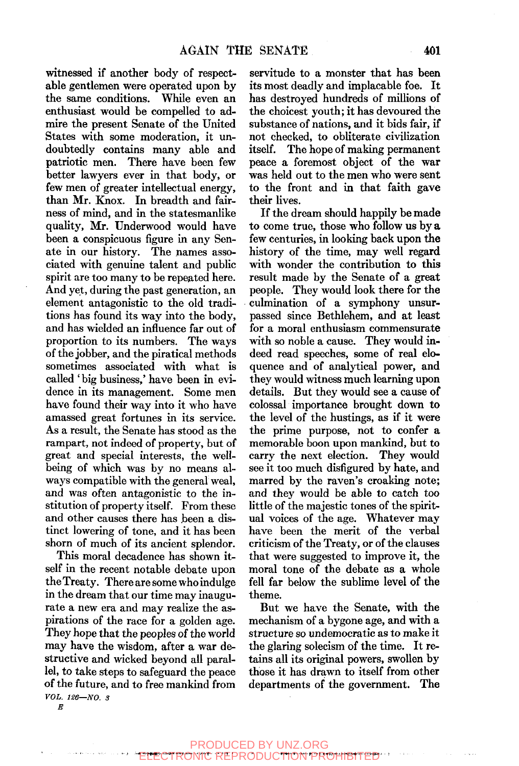witnessed if another body of respectable gentlemen were operated upon by the same conditions. While even an enthusiast would be compelled to admire the present Senate of the United States with some moderation, it undoubtedly contains many able and patriotic men. There have been few better lawyers ever in that body, or few men of greater intellectual energy, than Mr. Knox. In breadth and fairness of mind, and in the statesmanlike quality, Mr. Underwood would have been a conspicuous figure in any Senate in our history. The names associated with genuine talent and public spirit are too many to be repeated here. And yet, during the past generation, an element antagonistic to the old traditions has found its way into the body, and has wielded an influence far out of proportion to its numbers. The ways of the jobber, and the piratical methods sometimes associated with what is called 'big business,' have been in evidence in its management. Some men have found their way into it who have amassed great fortunes in its service. As a result, the Senate has stood as the rampart, not indeed of property, but of great and special interests, the well-being of which was by no means always compatible with the general weal, and was often antagonistic to the institution of property itself. From these and other causes there has been a distinct lowering of tone, and it has been shorn of much of its ancient splendor.

This moral decadence has shown itself in the recent notable debate upon the Treaty. There are some who indulge in the dream that our time may inaugurate a new era and may realize the aspirations of the race for a golden age. They hope that the peoples of the world may have the wisdom, after a war destructive and wicked beyond all parallel, to take steps to safeguard the peace of the future, and to free mankind from servitude to a monster that has been its most deadly and implacable foe. It has destroyed hundreds of millions of the choicest youth; it has devoured the substance of nations, and it bids fair, if not checked, to obliterate civilization itself. The hope of making permanent peace a foremost object of the war was held out to the men who were sent to the front and in that faith gave their lives.

If the dream should happily be made to come true, those who follow us by a few centuries, in looking back upon the history of the time, may well regard with wonder the contribution to this result made by the Senate of a great people. They would look there for the culmination of a symphony unsurpassed since Bethlehem, and at least for a moral enthusiasm commensurate with so noble a cause. They would indeed read speeches, some of real eloquence and of analytical power, and they would witness much learning upon details. But they would see a cause of colossal importance brought down to the level of the hustings, as if it were the prime purpose, not to confer a memorable boon upon mankind, but to carry the next election. They would see it too much disfigured by hate, and marred by the raven's croaking note; and they would be able to catch too little of the majestic tones of the spiritual voices of the age. Whatever may have been the merit of the verbal criticism of the Treaty, or of the clauses that were suggested to improve it, the moral tone of the debate as a whole fell far below the sublime level of the theme.

But we have the Senate, with the mechanism of a bygone age, and with a structure so undemocratic as to make it the glaring solecism of the time. It retains all its original powers, swollen by those it has drawn to itself from other departments of the government. The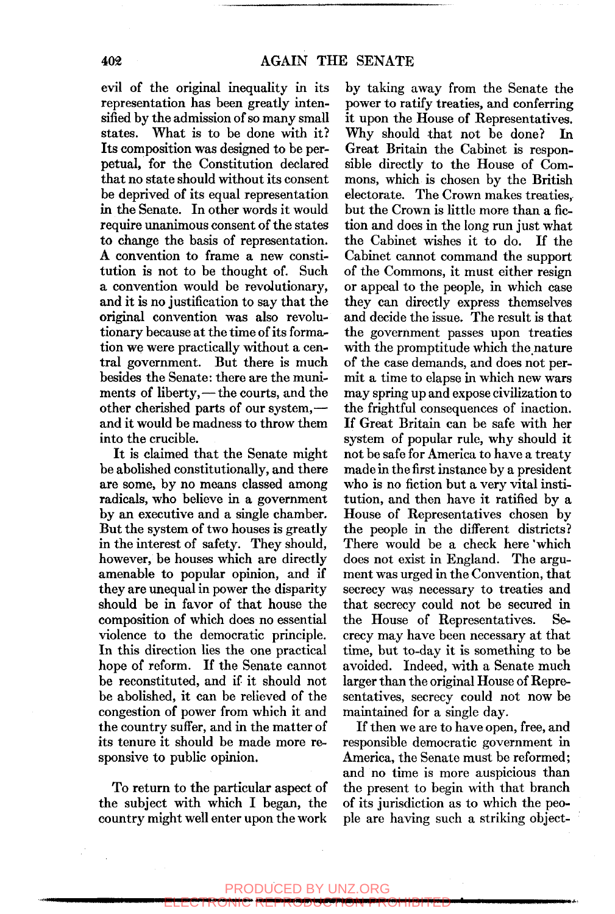evil of the original inequality in its representation has been greatly intensified by the admission of so many small states. What is to be done with it? Its composition was designed to be perpetual, for the Constitution declared that no state should without its consent be deprived of its equal representation in the Senate. In other words it would require unanimous consent of the states to change the basis of representation. A convention to frame a new constitution is not to be thought of. Such a convention would be revolutionary, and it is no justification to say that the original convention was also revolutionary because at the time of its formation we were practically without a central government. But there is much besides the Senate: there are the muniments of liberty,— the courts, and the other cherished parts of our system,— and it would be madness to throw them into the crucible.

It is claimed that the Senate might be abolished constitutionally, and there are some, by no means classed among radicals, who believe in a government by an executive and a single chamber. But the system of two houses is greatly in the interest of safety. They should, however, be houses which are directly amenable to popular opinion, and if they are unequal in power the disparity should be in favor of that house the composition of which does no essential violence to the democratic principle. In this direction lies the one practical hope of reform. If the Senate cannot be reconstituted, and if it should not be abolished, it can be relieved of the congestion of power from which it and the country suffer, and in the matter of its tenure it should be made more responsive to public opinion.

To return to the particular aspect of the subject with which I began, the country might well enter upon the work by taking away from the Senate the power to ratify treaties, and conferring it upon the House of Representatives. Why should that not be done? In Great Britain the Cabinet is responsible directly to the House of Commons, which is chosen by the British electorate. The Crown makes treaties, but the Crown is little more than a fiction and does in the long run just what the Cabinet wishes it to do. If the Cabinet cannot command the support of the Commons, it must either resign or appeal to the people, in which case they can directly express themselves and decide the issue. The result is that the government passes upon treaties with the promptitude which the nature of the case demands, and does not permit a time to elapse in which new wars may spring up and expose civilization to the frightful consequences of inaction. If Great Britain can be safe with her system of popular rule, why should it not be safe for America to have a treaty made in the first instance by a president who is no fiction but a very vital institution, and then have it ratified by a House of Representatives chosen by the people in the different districts? There would be a check here which does not exist in England. The argument was urged in the Convention, that secrecy was necessary to treaties and that secrecy could not be secured in the House of Representatives. Secrecy may have been necessary at that time, but to-day it is something to be avoided. Indeed, with a Senate much larger than the original House of Representatives, secrecy could not now be maintained for a single day.

If then we are to have open, free, and responsible democratic government in America, the Senate must be reformed; and no time is more auspicious than the present to begin with that branch of its jurisdiction as to which the people are having such a striking object-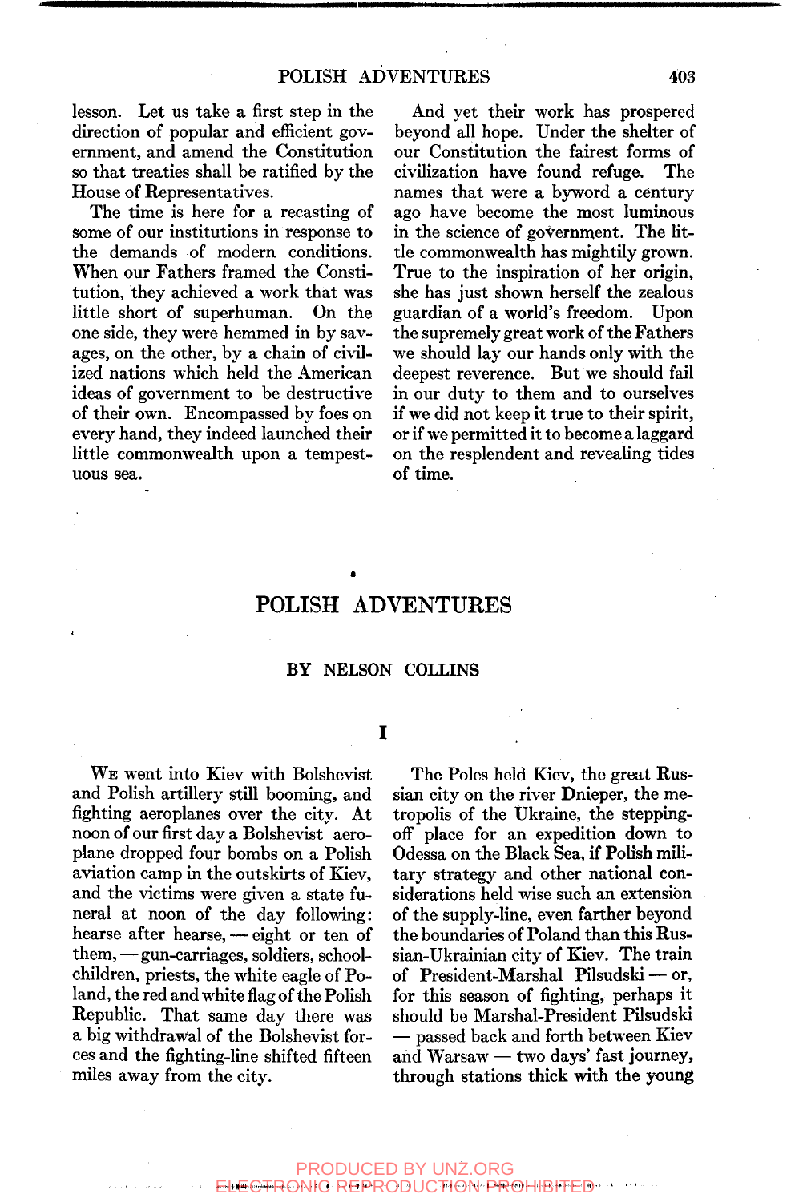lesson. Let us take a first step in the direction of popular and efficient government, and amend the Constitution so that treaties shall be ratified by the House of Representatives.

The time is here for a recasting of some of our institutions in response to the demands of modern conditions. When our Fathers framed the Constitution, they achieved a work that was little short of superhuman. On the one side, they were hemmed in by savages, on the other, by a chain of civilized nations which held the American ideas of government to be destructive of their own. Encompassed by foes on every hand, they indeed launched their little commonwealth upon a tempestuous sea.

And yet their work has prospered beyond all hope. Under the shelter of our Constitution the fairest forms of civilization have found refuge. The names that were a byword a century ago have become the most luminous in the science of government. The little commonwealth has mightily grown. True to the inspiration of her origin, she has just shown herself the zealous guardian of a world's freedom. Upon the supremely great work of the Fathers we should lay our hands only with the deepest reverence. But we should fail in our duty to them and to ourselves if we did not keep it true to their spirit, or if we permitted it to become a laggard on the resplendent and revealing tides of time.

# POLISH ADVENTURES

### BY NELSON COLLINS

## I

We went into Kiev with Bolshevist and Polish artillery still booming, and fighting aeroplanes over the city. At noon of our first day a Bolshevist aeroplane dropped four bombs on a Polish aviation camp in the outskirts of Kiev, and the victims were given a state funeral at noon of the day following: hearse after hearse, — eight or ten of them, — gun-carriages, soldiers, school-children, priests, the white eagle of Poland, the red and white flag of the Polish Republic. That same day there was a big withdrawal of the Bolshevist forces and the fighting-line shifted fifteen miles away from the city.

The Poles held Kiev, the great Russian city on the river Dnieper, the metropolis of the Ukraine, the stepping-off place for an expedition down to Odessa on the Black Sea, if Polish military strategy and other national considerations held wise such an extension of the supply-line, even farther beyond the boundaries of Poland than this Russian-Ukrainian city of Kiev. The train of President-Marshal Pilsudski — or, for this season of fighting, perhaps it should be Marshal-President Pilsudski — passed back and forth between Kiev and Warsaw — two days' fast journey, through stations thick with the young